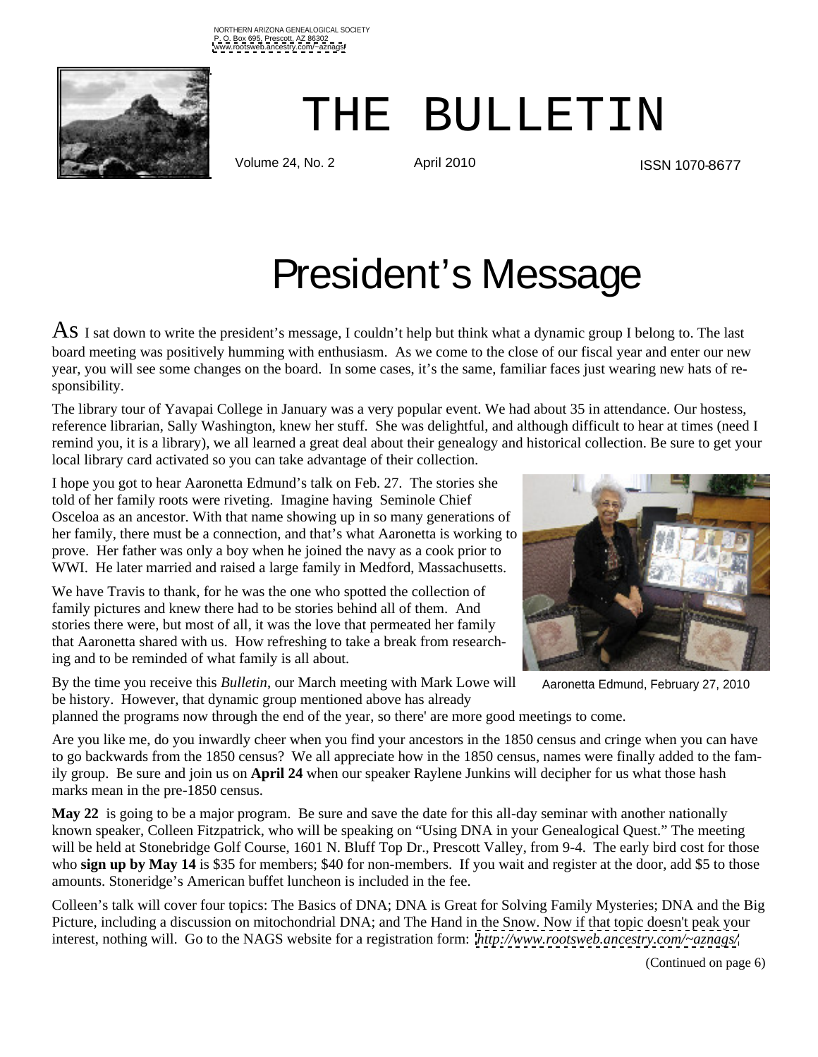NORTHERN ARIZONA GENEALOGICAL SOCIETY
P. O. Box 695, Prescott, AZ 86302
www.rootsweb.ancestry.com/~aznags

# THE BULLETIN

Volume 24, No. 2 April 2010 ISSN 1070-8677

## President's Message

As I sat down to write the president's message, I couldn't help but think what a dynamic group I belong to. The last board meeting was positively humming with enthusiasm. As we come to the close of our fiscal year and enter our new year, you will see some changes on the board. In some cases, it's the same, familiar faces just wearing new hats of responsibility.

The library tour of Yavapai College in January was a very popular event. We had about 35 in attendance. Our hostess, reference librarian, Sally Washington, knew her stuff. She was delightful, and although difficult to hear at times (need I remind you, it is a library), we all learned a great deal about their genealogy and historical collection. Be sure to get your local library card activated so you can take advantage of their collection.

I hope you got to hear Aaronetta Edmund's talk on Feb. 27. The stories she told of her family roots were riveting. Imagine having Seminole Chief Osceloa as an ancestor. With that name showing up in so many generations of her family, there must be a connection, and that's what Aaronetta is working to prove. Her father was only a boy when he joined the navy as a cook prior to WWI. He later married and raised a large family in Medford, Massachusetts.

We have Travis to thank, for he was the one who spotted the collection of family pictures and knew there had to be stories behind all of them. And stories there were, but most of all, it was the love that permeated her family that Aaronetta shared with us. How refreshing to take a break from researching and to be reminded of what family is all about.

Aaronetta Edmund, February 27, 2010

By the time you receive this *Bulletin*, our March meeting with Mark Lowe will be history. However, that dynamic group mentioned above has already planned the programs now through the end of the year, so there' are more good meetings to come.

Are you like me, do you inwardly cheer when you find your ancestors in the 1850 census and cringe when you can have to go backwards from the 1850 census? We all appreciate how in the 1850 census, names were finally added to the family group. Be sure and join us on **April 24** when our speaker Raylene Junkins will decipher for us what those hash marks mean in the pre-1850 census.

**May 22** is going to be a major program. Be sure and save the date for this all-day seminar with another nationally known speaker, Colleen Fitzpatrick, who will be speaking on "Using DNA in your Genealogical Quest." The meeting will be held at Stonebridge Golf Course, 1601 N. Bluff Top Dr., Prescott Valley, from 9-4. The early bird cost for those who **sign up by May 14** is $35 for members; $40 for non-members. If you wait and register at the door, add $5 to those amounts. Stoneridge's American buffet luncheon is included in the fee.

Colleen's talk will cover four topics: The Basics of DNA; DNA is Great for Solving Family Mysteries; DNA and the Big Picture, including a discussion on mitochondrial DNA; and The Hand in the Snow. Now if that topic doesn't peak your interest, nothing will. Go to the NAGS website for a registration form: *http://www.rootsweb.ancestry.com/~aznags/*

(Continued on page 6)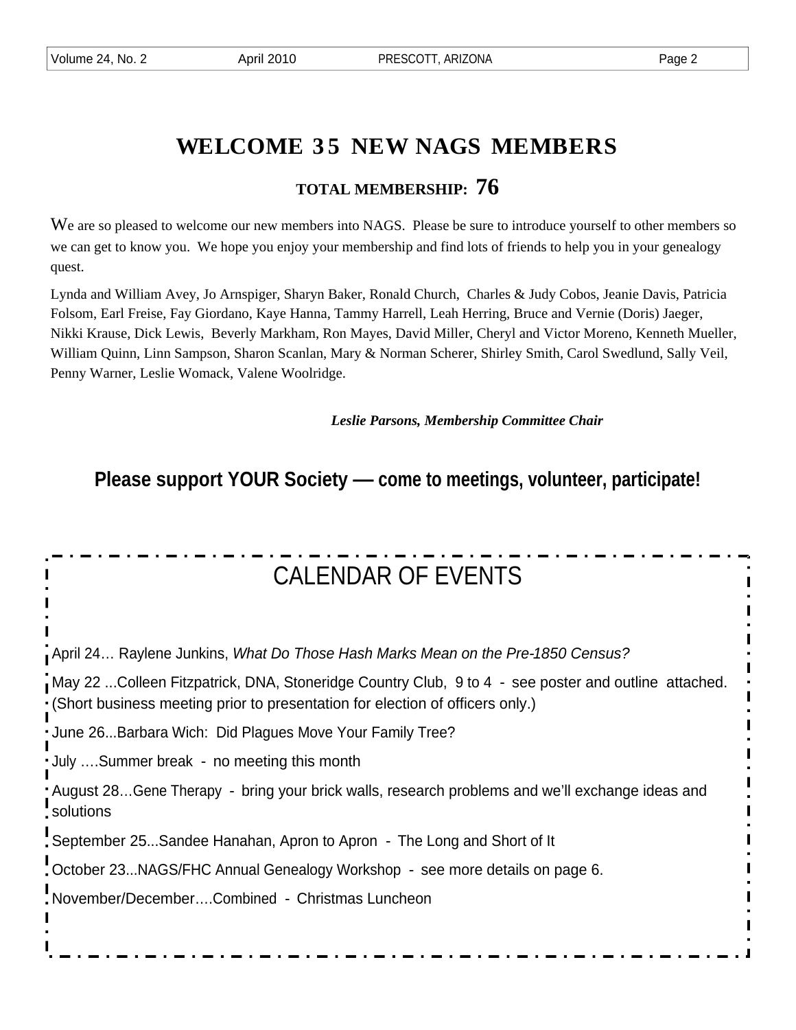# WELCOME 35 NEW NAGS MEMBERS

### TOTAL MEMBERSHIP: 76

We are so pleased to welcome our new members into NAGS. Please be sure to introduce yourself to other members so we can get to know you. We hope you enjoy your membership and find lots of friends to help you in your genealogy quest.

Lynda and William Avey, Jo Arnspiger, Sharyn Baker, Ronald Church, Charles & Judy Cobos, Jeanie Davis, Patricia Folsom, Earl Freise, Fay Giordano, Kaye Hanna, Tammy Harrell, Leah Herring, Bruce and Vernie (Doris) Jaeger, Nikki Krause, Dick Lewis, Beverly Markham, Ron Mayes, David Miller, Cheryl and Victor Moreno, Kenneth Mueller, William Quinn, Linn Sampson, Sharon Scanlan, Mary & Norman Scherer, Shirley Smith, Carol Swedlund, Sally Veil, Penny Warner, Leslie Womack, Valene Woolridge.

***Leslie Parsons, Membership Committee Chair***

**Please support YOUR Society — come to meetings, volunteer, participate!**

## CALENDAR OF EVENTS

April 24… Raylene Junkins, *What Do Those Hash Marks Mean on the Pre-1850 Census?*

May 22 ...Colleen Fitzpatrick, DNA, Stoneridge Country Club, 9 to 4 - see poster and outline attached. (Short business meeting prior to presentation for election of officers only.)

June 26...Barbara Wich: Did Plagues Move Your Family Tree?

July ….Summer break - no meeting this month

August 28…Gene Therapy - bring your brick walls, research problems and we'll exchange ideas and solutions

September 25...Sandee Hanahan, Apron to Apron - The Long and Short of It

October 23...NAGS/FHC Annual Genealogy Workshop - see more details on page 6.

November/December….Combined - Christmas Luncheon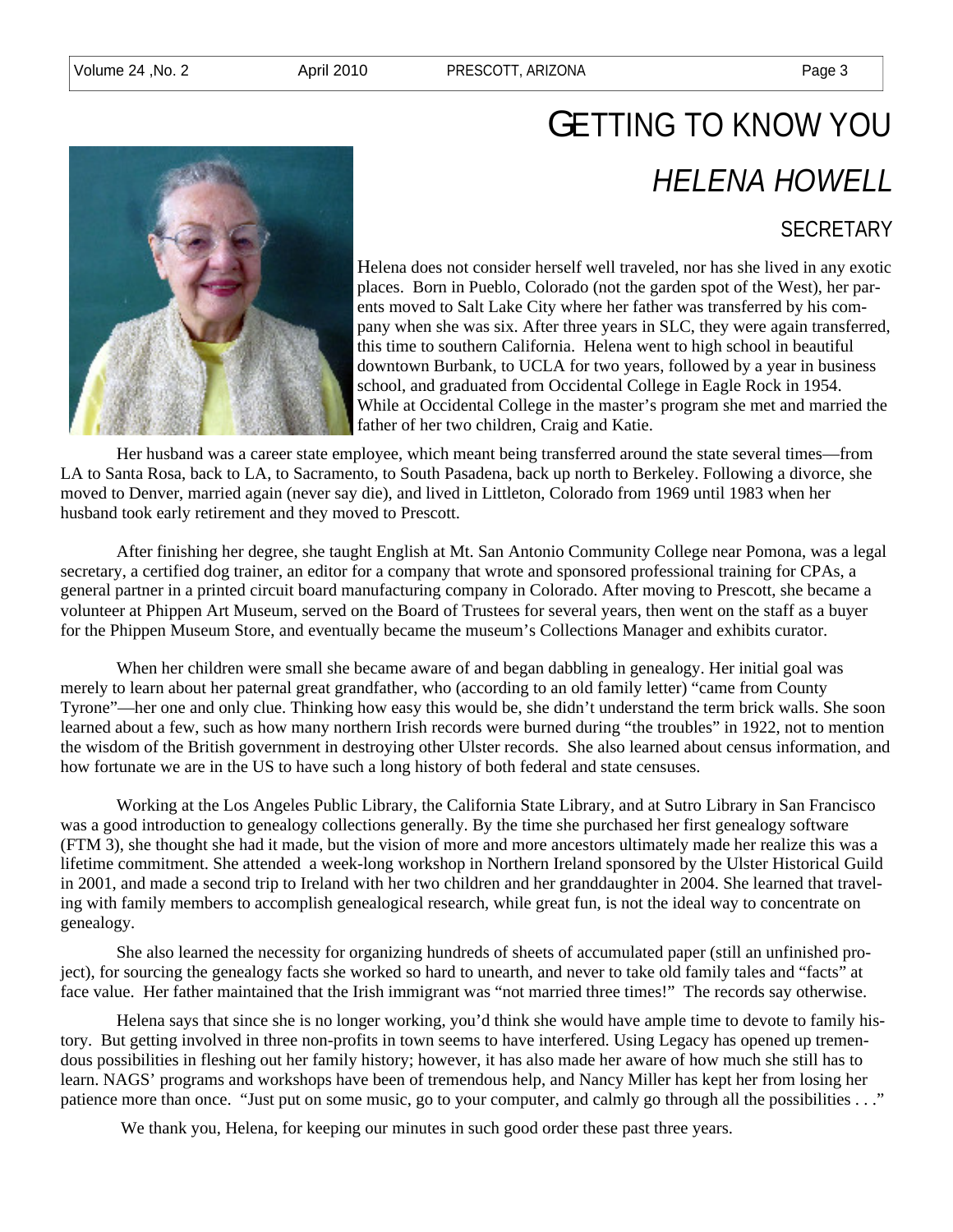# GETTING TO KNOW YOU

## *HELENA HOWELL*

### SECRETARY

Helena does not consider herself well traveled, nor has she lived in any exotic places. Born in Pueblo, Colorado (not the garden spot of the West), her parents moved to Salt Lake City where her father was transferred by his company when she was six. After three years in SLC, they were again transferred, this time to southern California. Helena went to high school in beautiful downtown Burbank, to UCLA for two years, followed by a year in business school, and graduated from Occidental College in Eagle Rock in 1954. While at Occidental College in the master's program she met and married the father of her two children, Craig and Katie.

Her husband was a career state employee, which meant being transferred around the state several times—from LA to Santa Rosa, back to LA, to Sacramento, to South Pasadena, back up north to Berkeley. Following a divorce, she moved to Denver, married again (never say die), and lived in Littleton, Colorado from 1969 until 1983 when her husband took early retirement and they moved to Prescott.

After finishing her degree, she taught English at Mt. San Antonio Community College near Pomona, was a legal secretary, a certified dog trainer, an editor for a company that wrote and sponsored professional training for CPAs, a general partner in a printed circuit board manufacturing company in Colorado. After moving to Prescott, she became a volunteer at Phippen Art Museum, served on the Board of Trustees for several years, then went on the staff as a buyer for the Phippen Museum Store, and eventually became the museum's Collections Manager and exhibits curator.

When her children were small she became aware of and began dabbling in genealogy. Her initial goal was merely to learn about her paternal great grandfather, who (according to an old family letter) "came from County Tyrone"—her one and only clue. Thinking how easy this would be, she didn't understand the term brick walls. She soon learned about a few, such as how many northern Irish records were burned during "the troubles" in 1922, not to mention the wisdom of the British government in destroying other Ulster records. She also learned about census information, and how fortunate we are in the US to have such a long history of both federal and state censuses.

Working at the Los Angeles Public Library, the California State Library, and at Sutro Library in San Francisco was a good introduction to genealogy collections generally. By the time she purchased her first genealogy software (FTM 3), she thought she had it made, but the vision of more and more ancestors ultimately made her realize this was a lifetime commitment. She attended a week-long workshop in Northern Ireland sponsored by the Ulster Historical Guild in 2001, and made a second trip to Ireland with her two children and her granddaughter in 2004. She learned that traveling with family members to accomplish genealogical research, while great fun, is not the ideal way to concentrate on genealogy.

She also learned the necessity for organizing hundreds of sheets of accumulated paper (still an unfinished project), for sourcing the genealogy facts she worked so hard to unearth, and never to take old family tales and "facts" at face value. Her father maintained that the Irish immigrant was "not married three times!" The records say otherwise.

Helena says that since she is no longer working, you'd think she would have ample time to devote to family history. But getting involved in three non-profits in town seems to have interfered. Using Legacy has opened up tremendous possibilities in fleshing out her family history; however, it has also made her aware of how much she still has to learn. NAGS' programs and workshops have been of tremendous help, and Nancy Miller has kept her from losing her patience more than once. "Just put on some music, go to your computer, and calmly go through all the possibilities . . ."

We thank you, Helena, for keeping our minutes in such good order these past three years.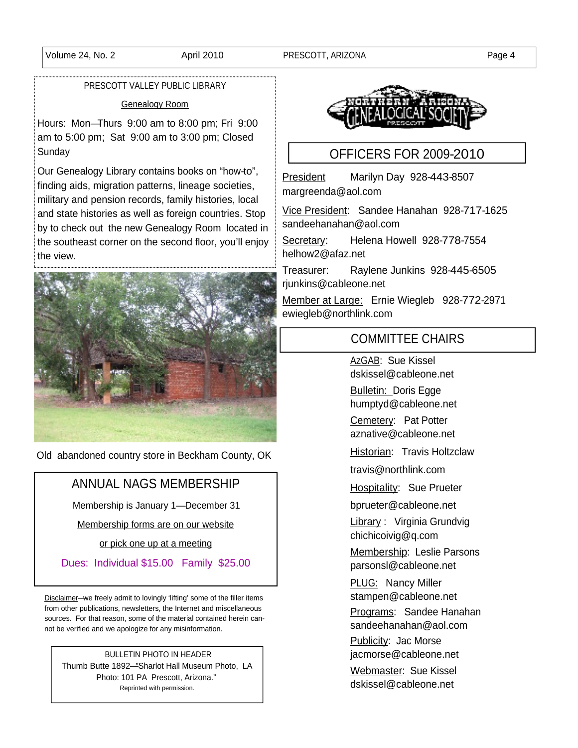## PRESCOTT VALLEY PUBLIC LIBRARY

### Genealogy Room

Hours: Mon—Thurs 9:00 am to 8:00 pm; Fri 9:00 am to 5:00 pm; Sat 9:00 am to 3:00 pm; Closed Sunday

Our Genealogy Library contains books on "how-to", finding aids, migration patterns, lineage societies, military and pension records, family histories, local and state histories as well as foreign countries. Stop by to check out the new Genealogy Room located in the southeast corner on the second floor, you'll enjoy the view.

Old abandoned country store in Beckham County, OK

## ANNUAL NAGS MEMBERSHIP

Membership is January 1—December 31

Membership forms are on our website

or pick one up at a meeting

Dues: Individual $15.00 Family $25.00

Disclaimer—we freely admit to lovingly 'lifting' some of the filler items from other publications, newsletters, the Internet and miscellaneous sources. For that reason, some of the material contained herein cannot be verified and we apologize for any misinformation.

BULLETIN PHOTO IN HEADER
Thumb Butte 1892—"Sharlot Hall Museum Photo, LA Photo: 101 PA Prescott, Arizona."
Reprinted with permission.

NORTHERN ARIZONA GENEALOGICAL SOCIETY PRESCOTT

## OFFICERS FOR 2009-2010

President Marilyn Day 928-443-8507 margreenda@aol.com

Vice President: Sandee Hanahan 928-717-1625 sandeehanahan@aol.com

Secretary: Helena Howell 928-778-7554 helhow2@afaz.net

Treasurer: Raylene Junkins 928-445-6505 rjunkins@cableone.net

Member at Large: Ernie Wiegleb 928-772-2971 ewiegleb@northlink.com

## COMMITTEE CHAIRS

AzGAB: Sue Kissel dskissel@cableone.net

Bulletin: Doris Egge humptyd@cableone.net

Cemetery: Pat Potter aznative@cableone.net

Historian: Travis Holtzclaw travis@northlink.com

Hospitality: Sue Prueter bprueter@cableone.net

Library : Virginia Grundvig chichicoivig@q.com

Membership: Leslie Parsons parsonsl@cableone.net

PLUG: Nancy Miller stampen@cableone.net

Programs: Sandee Hanahan sandeehanahan@aol.com

Publicity: Jac Morse jacmorse@cableone.net

Webmaster: Sue Kissel dskissel@cableone.net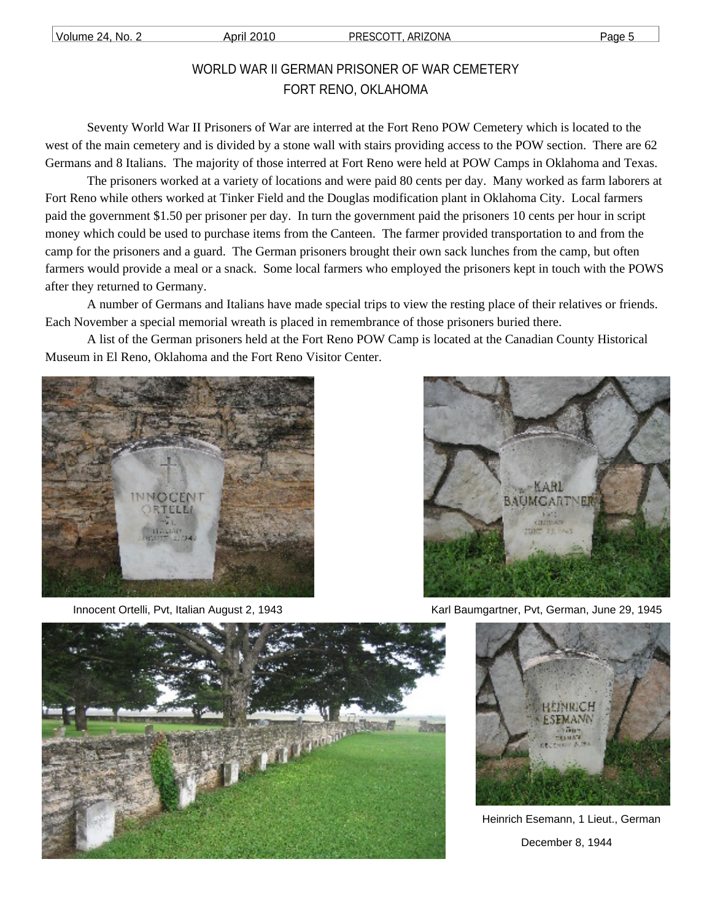## WORLD WAR II GERMAN PRISONER OF WAR CEMETERY
## FORT RENO, OKLAHOMA

Seventy World War II Prisoners of War are interred at the Fort Reno POW Cemetery which is located to the west of the main cemetery and is divided by a stone wall with stairs providing access to the POW section. There are 62 Germans and 8 Italians. The majority of those interred at Fort Reno were held at POW Camps in Oklahoma and Texas.

The prisoners worked at a variety of locations and were paid 80 cents per day. Many worked as farm laborers at Fort Reno while others worked at Tinker Field and the Douglas modification plant in Oklahoma City. Local farmers paid the government $1.50 per prisoner per day. In turn the government paid the prisoners 10 cents per hour in script money which could be used to purchase items from the Canteen. The farmer provided transportation to and from the camp for the prisoners and a guard. The German prisoners brought their own sack lunches from the camp, but often farmers would provide a meal or a snack. Some local farmers who employed the prisoners kept in touch with the POWS after they returned to Germany.

A number of Germans and Italians have made special trips to view the resting place of their relatives or friends. Each November a special memorial wreath is placed in remembrance of those prisoners buried there.

A list of the German prisoners held at the Fort Reno POW Camp is located at the Canadian County Historical Museum in El Reno, Oklahoma and the Fort Reno Visitor Center.

Innocent Ortelli, Pvt, Italian August 2, 1943

Karl Baumgartner, Pvt, German, June 29, 1945

Heinrich Esemann, 1 Lieut., German

December 8, 1944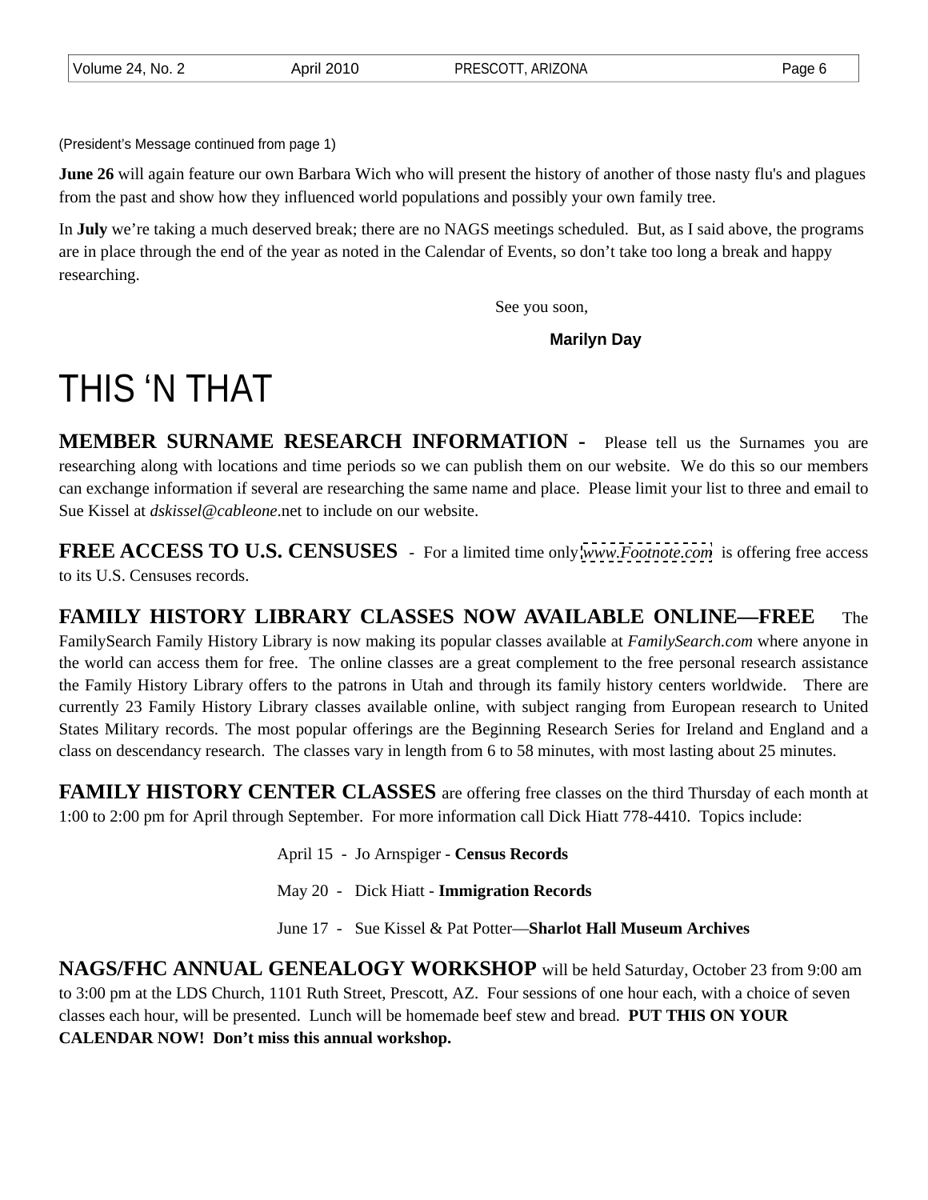(President's Message continued from page 1)

**June 26** will again feature our own Barbara Wich who will present the history of another of those nasty flu's and plagues from the past and show how they influenced world populations and possibly your own family tree.

In **July** we're taking a much deserved break; there are no NAGS meetings scheduled. But, as I said above, the programs are in place through the end of the year as noted in the Calendar of Events, so don't take too long a break and happy researching.

See you soon,

**Marilyn Day**

# THIS 'N THAT

**MEMBER SURNAME RESEARCH INFORMATION -** Please tell us the Surnames you are researching along with locations and time periods so we can publish them on our website. We do this so our members can exchange information if several are researching the same name and place. Please limit your list to three and email to Sue Kissel at *dskissel@cableone*.net to include on our website.

**FREE ACCESS TO U.S. CENSUSES** - For a limited time only *www.Footnote.com* is offering free access to its U.S. Censuses records.

**FAMILY HISTORY LIBRARY CLASSES NOW AVAILABLE ONLINE—FREE** The FamilySearch Family History Library is now making its popular classes available at *FamilySearch.com* where anyone in the world can access them for free. The online classes are a great complement to the free personal research assistance the Family History Library offers to the patrons in Utah and through its family history centers worldwide. There are currently 23 Family History Library classes available online, with subject ranging from European research to United States Military records. The most popular offerings are the Beginning Research Series for Ireland and England and a class on descendancy research. The classes vary in length from 6 to 58 minutes, with most lasting about 25 minutes.

**FAMILY HISTORY CENTER CLASSES** are offering free classes on the third Thursday of each month at 1:00 to 2:00 pm for April through September. For more information call Dick Hiatt 778-4410. Topics include:

April 15 - Jo Arnspiger - **Census Records**

May 20 - Dick Hiatt - **Immigration Records**

June 17 - Sue Kissel & Pat Potter—**Sharlot Hall Museum Archives**

**NAGS/FHC ANNUAL GENEALOGY WORKSHOP** will be held Saturday, October 23 from 9:00 am to 3:00 pm at the LDS Church, 1101 Ruth Street, Prescott, AZ. Four sessions of one hour each, with a choice of seven classes each hour, will be presented. Lunch will be homemade beef stew and bread. **PUT THIS ON YOUR CALENDAR NOW! Don't miss this annual workshop.**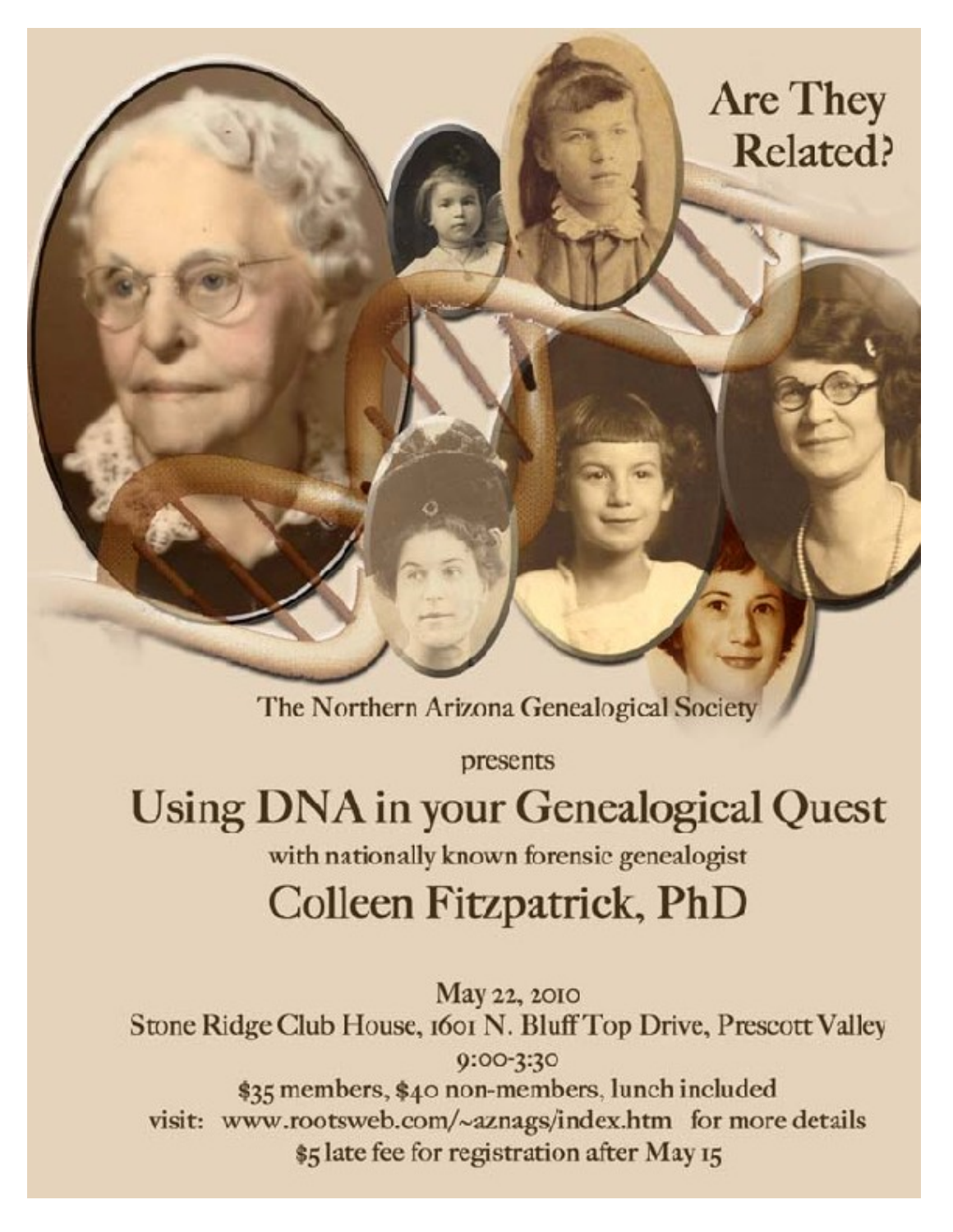# Are They Related?

The Northern Arizona Genealogical Society

presents

## Using DNA in your Genealogical Quest

with nationally known forensic genealogist

## Colleen Fitzpatrick, PhD

May 22, 2010

Stone Ridge Club House, 1601 N. Bluff Top Drive, Prescott Valley

9:00-3:30

$35 members, $40 non-members, lunch included

visit: www.rootsweb.com/~aznags/index.htm for more details

$5 late fee for registration after May 15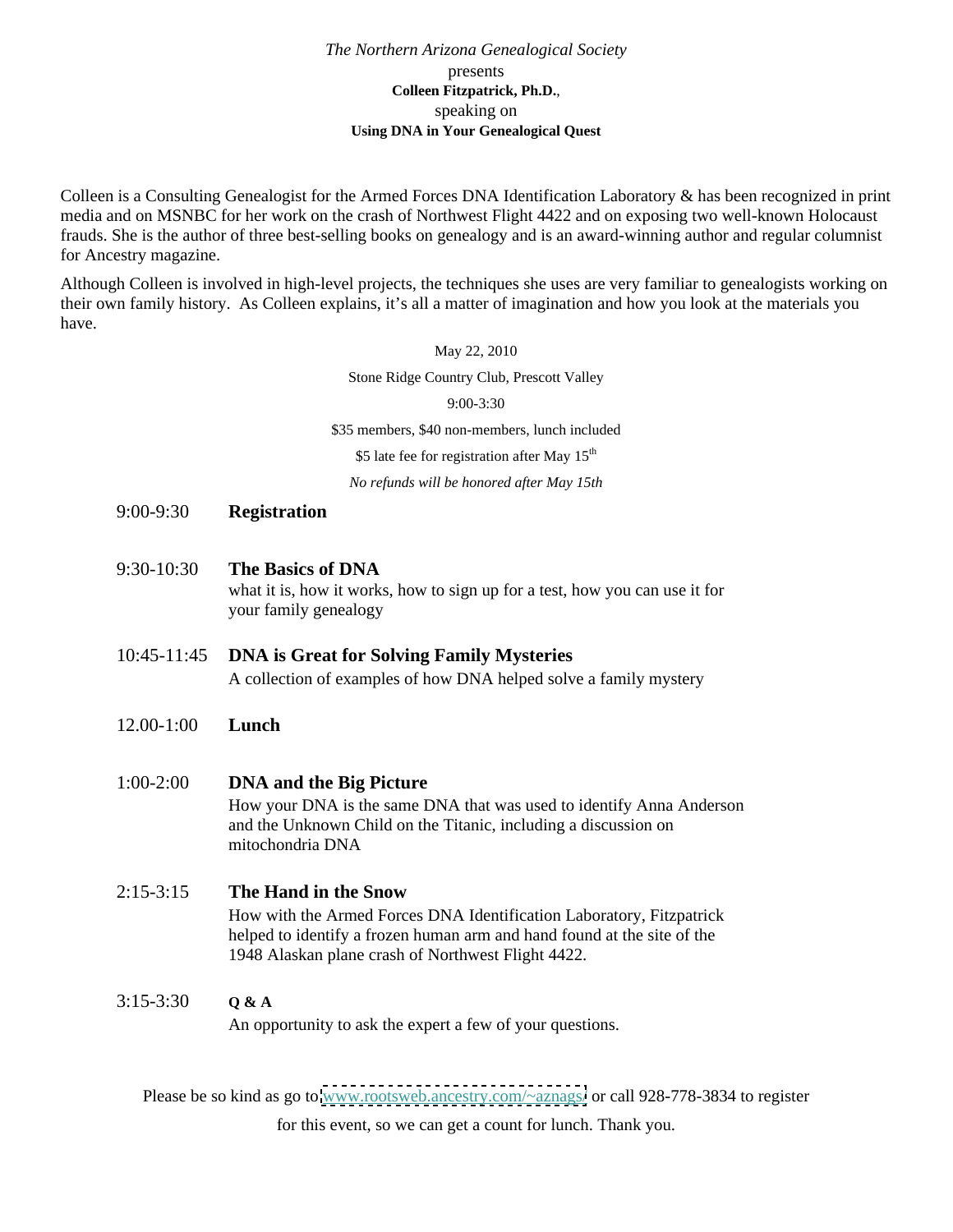*The Northern Arizona Genealogical Society*

presents

**Colleen Fitzpatrick, Ph.D.**,

speaking on

**Using DNA in Your Genealogical Quest**

Colleen is a Consulting Genealogist for the Armed Forces DNA Identification Laboratory & has been recognized in print media and on MSNBC for her work on the crash of Northwest Flight 4422 and on exposing two well-known Holocaust frauds. She is the author of three best-selling books on genealogy and is an award-winning author and regular columnist for Ancestry magazine.

Although Colleen is involved in high-level projects, the techniques she uses are very familiar to genealogists working on their own family history. As Colleen explains, it's all a matter of imagination and how you look at the materials you have.

May 22, 2010

Stone Ridge Country Club, Prescott Valley

9:00-3:30

$35 members, $40 non-members, lunch included

$5 late fee for registration after May 15th

*No refunds will be honored after May 15th*

9:00-9:30 **Registration**

9:30-10:30 **The Basics of DNA**
what it is, how it works, how to sign up for a test, how you can use it for your family genealogy

10:45-11:45 **DNA is Great for Solving Family Mysteries**
A collection of examples of how DNA helped solve a family mystery

12.00-1:00 **Lunch**

1:00-2:00 **DNA and the Big Picture**
How your DNA is the same DNA that was used to identify Anna Anderson and the Unknown Child on the Titanic, including a discussion on mitochondria DNA

2:15-3:15 **The Hand in the Snow**
How with the Armed Forces DNA Identification Laboratory, Fitzpatrick helped to identify a frozen human arm and hand found at the site of the 1948 Alaskan plane crash of Northwest Flight 4422.

3:15-3:30 **Q & A**
An opportunity to ask the expert a few of your questions.

Please be so kind as go to www.rootsweb.ancestry.com/~aznags or call 928-778-3834 to register for this event, so we can get a count for lunch. Thank you.